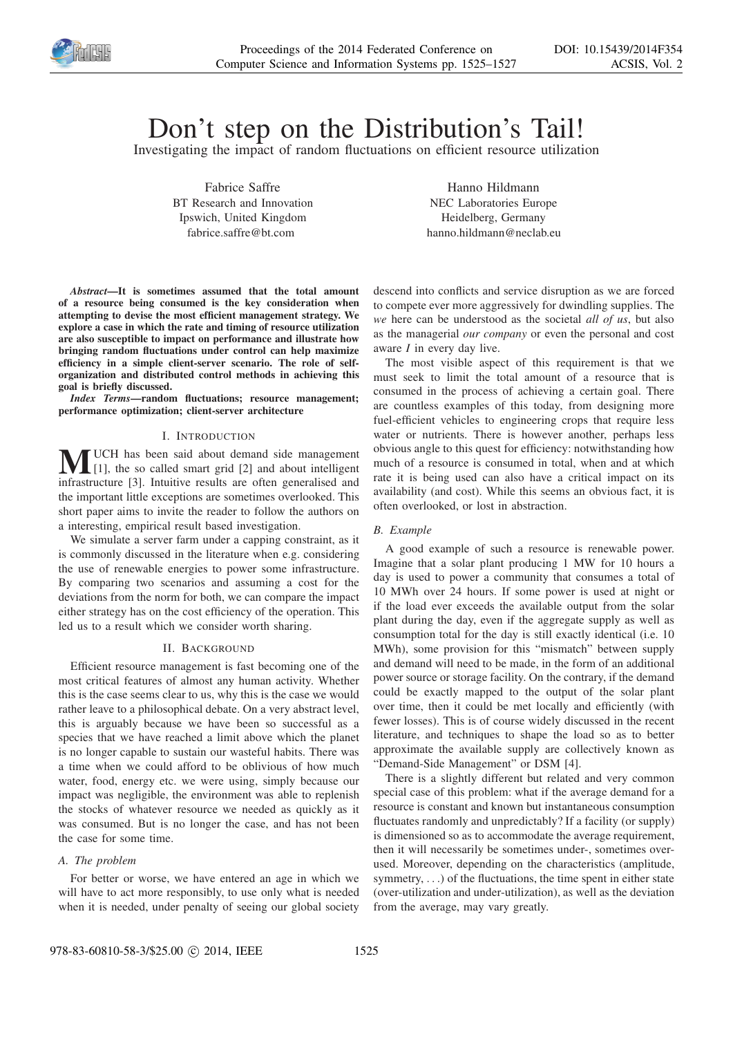# Don't step on the Distribution's Tail!

Investigating the impact of random fluctuations on efficient resource utilization

Fabrice Saffre
BT Research and Innovation
Ipswich, United Kingdom
fabrice.saffre@bt.com

Hanno Hildmann
NEC Laboratories Europe
Heidelberg, Germany
hanno.hildmann@neclab.eu

***Abstract*—It is sometimes assumed that the total amount of a resource being consumed is the key consideration when attempting to devise the most efficient management strategy. We explore a case in which the rate and timing of resource utilization are also susceptible to impact on performance and illustrate how bringing random fluctuations under control can help maximize efficiency in a simple client-server scenario. The role of self-organization and distributed control methods in achieving this goal is briefly discussed.**

***Index Terms*—random fluctuations; resource management; performance optimization; client-server architecture**

## I. Introduction

MUCH has been said about demand side management [1], the so called smart grid [2] and about intelligent infrastructure [3]. Intuitive results are often generalised and the important little exceptions are sometimes overlooked. This short paper aims to invite the reader to follow the authors on a interesting, empirical result based investigation.

We simulate a server farm under a capping constraint, as it is commonly discussed in the literature when e.g. considering the use of renewable energies to power some infrastructure. By comparing two scenarios and assuming a cost for the deviations from the norm for both, we can compare the impact either strategy has on the cost efficiency of the operation. This led us to a result which we consider worth sharing.

## II. Background

Efficient resource management is fast becoming one of the most critical features of almost any human activity. Whether this is the case seems clear to us, why this is the case we would rather leave to a philosophical debate. On a very abstract level, this is arguably because we have been so successful as a species that we have reached a limit above which the planet is no longer capable to sustain our wasteful habits. There was a time when we could afford to be oblivious of how much water, food, energy etc. we were using, simply because our impact was negligible, the environment was able to replenish the stocks of whatever resource we needed as quickly as it was consumed. But is no longer the case, and has not been the case for some time.

### *A. The problem*

For better or worse, we have entered an age in which we will have to act more responsibly, to use only what is needed when it is needed, under penalty of seeing our global society descend into conflicts and service disruption as we are forced to compete ever more aggressively for dwindling supplies. The *we* here can be understood as the societal *all of us*, but also as the managerial *our company* or even the personal and cost aware *I* in every day live.

The most visible aspect of this requirement is that we must seek to limit the total amount of a resource that is consumed in the process of achieving a certain goal. There are countless examples of this today, from designing more fuel-efficient vehicles to engineering crops that require less water or nutrients. There is however another, perhaps less obvious angle to this quest for efficiency: notwithstanding how much of a resource is consumed in total, when and at which rate it is being used can also have a critical impact on its availability (and cost). While this seems an obvious fact, it is often overlooked, or lost in abstraction.

### *B. Example*

A good example of such a resource is renewable power. Imagine that a solar plant producing 1 MW for 10 hours a day is used to power a community that consumes a total of 10 MWh over 24 hours. If some power is used at night or if the load ever exceeds the available output from the solar plant during the day, even if the aggregate supply as well as consumption total for the day is still exactly identical (i.e. 10 MWh), some provision for this "mismatch" between supply and demand will need to be made, in the form of an additional power source or storage facility. On the contrary, if the demand could be exactly mapped to the output of the solar plant over time, then it could be met locally and efficiently (with fewer losses). This is of course widely discussed in the recent literature, and techniques to shape the load so as to better approximate the available supply are collectively known as "Demand-Side Management" or DSM [4].

There is a slightly different but related and very common special case of this problem: what if the average demand for a resource is constant and known but instantaneous consumption fluctuates randomly and unpredictably? If a facility (or supply) is dimensioned so as to accommodate the average requirement, then it will necessarily be sometimes under-, sometimes over-used. Moreover, depending on the characteristics (amplitude, symmetry, ...) of the fluctuations, the time spent in either state (over-utilization and under-utilization), as well as the deviation from the average, may vary greatly.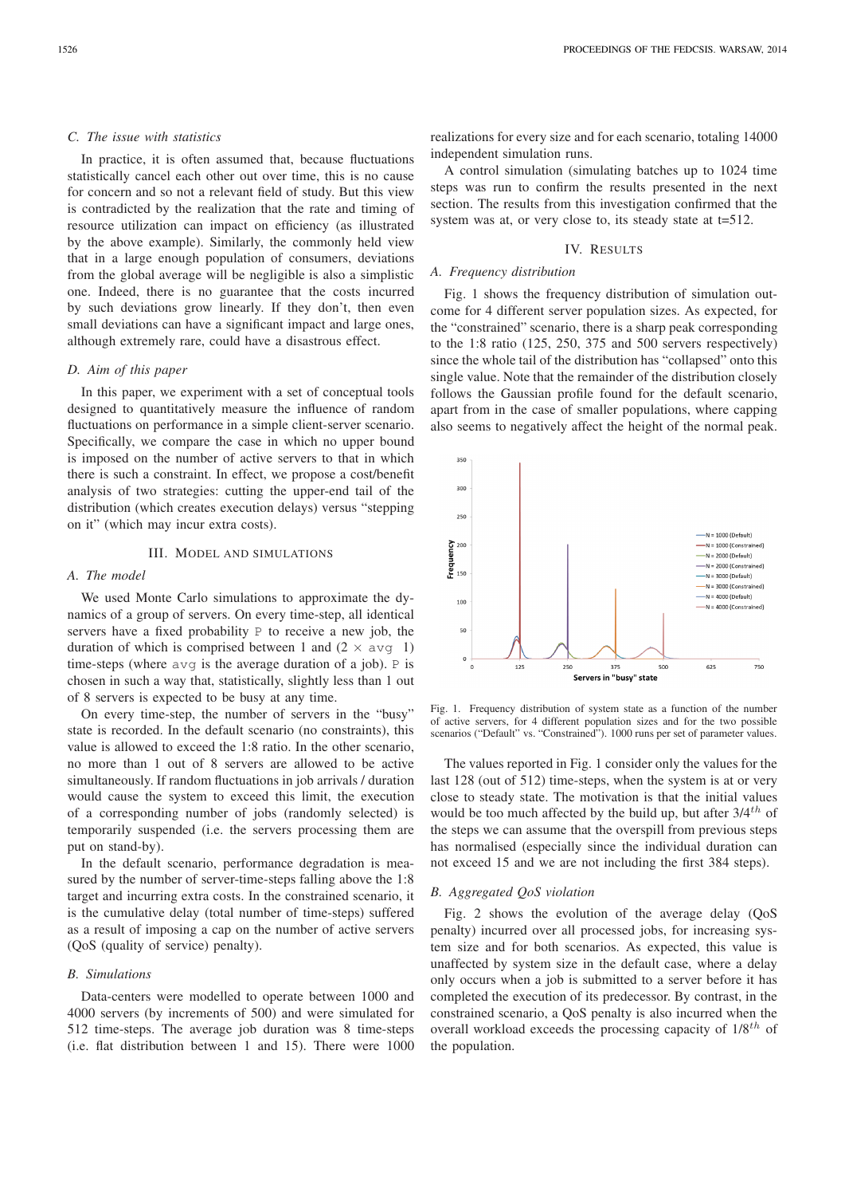### C. The issue with statistics

In practice, it is often assumed that, because fluctuations statistically cancel each other out over time, this is no cause for concern and so not a relevant field of study. But this view is contradicted by the realization that the rate and timing of resource utilization can impact on efficiency (as illustrated by the above example). Similarly, the commonly held view that in a large enough population of consumers, deviations from the global average will be negligible is also a simplistic one. Indeed, there is no guarantee that the costs incurred by such deviations grow linearly. If they don't, then even small deviations can have a significant impact and large ones, although extremely rare, could have a disastrous effect.

### D. Aim of this paper

In this paper, we experiment with a set of conceptual tools designed to quantitatively measure the influence of random fluctuations on performance in a simple client-server scenario. Specifically, we compare the case in which no upper bound is imposed on the number of active servers to that in which there is such a constraint. In effect, we propose a cost/benefit analysis of two strategies: cutting the upper-end tail of the distribution (which creates execution delays) versus "stepping on it" (which may incur extra costs).

## III. Model and simulations

### A. The model

We used Monte Carlo simulations to approximate the dynamics of a group of servers. On every time-step, all identical servers have a fixed probability `P` to receive a new job, the duration of which is comprised between 1 and (2 × `avg` 1) time-steps (where `avg` is the average duration of a job). `P` is chosen in such a way that, statistically, slightly less than 1 out of 8 servers is expected to be busy at any time.

On every time-step, the number of servers in the "busy" state is recorded. In the default scenario (no constraints), this value is allowed to exceed the 1:8 ratio. In the other scenario, no more than 1 out of 8 servers are allowed to be active simultaneously. If random fluctuations in job arrivals / duration would cause the system to exceed this limit, the execution of a corresponding number of jobs (randomly selected) is temporarily suspended (i.e. the servers processing them are put on stand-by).

In the default scenario, performance degradation is measured by the number of server-time-steps falling above the 1:8 target and incurring extra costs. In the constrained scenario, it is the cumulative delay (total number of time-steps) suffered as a result of imposing a cap on the number of active servers (QoS (quality of service) penalty).

### B. Simulations

Data-centers were modelled to operate between 1000 and 4000 servers (by increments of 500) and were simulated for 512 time-steps. The average job duration was 8 time-steps (i.e. flat distribution between 1 and 15). There were 1000 realizations for every size and for each scenario, totaling 14000 independent simulation runs.

A control simulation (simulating batches up to 1024 time steps was run to confirm the results presented in the next section. The results from this investigation confirmed that the system was at, or very close to, its steady state at t=512.

## IV. Results

### A. Frequency distribution

Fig. 1 shows the frequency distribution of simulation outcome for 4 different server population sizes. As expected, for the "constrained" scenario, there is a sharp peak corresponding to the 1:8 ratio (125, 250, 375 and 500 servers respectively) since the whole tail of the distribution has "collapsed" onto this single value. Note that the remainder of the distribution closely follows the Gaussian profile found for the default scenario, apart from in the case of smaller populations, where capping also seems to negatively affect the height of the normal peak.

Fig. 1. Frequency distribution of system state as a function of the number of active servers, for 4 different population sizes and for the two possible scenarios ("Default" vs. "Constrained"). 1000 runs per set of parameter values.

The values reported in Fig. 1 consider only the values for the last 128 (out of 512) time-steps, when the system is at or very close to steady state. The motivation is that the initial values would be too much affected by the build up, but after $3/4^{th}$ of the steps we can assume that the overspill from previous steps has normalised (especially since the individual duration can not exceed 15 and we are not including the first 384 steps).

### B. Aggregated QoS violation

Fig. 2 shows the evolution of the average delay (QoS penalty) incurred over all processed jobs, for increasing system size and for both scenarios. As expected, this value is unaffected by system size in the default case, where a delay only occurs when a job is submitted to a server before it has completed the execution of its predecessor. By contrast, in the constrained scenario, a QoS penalty is also incurred when the overall workload exceeds the processing capacity of $1/8^{th}$ of the population.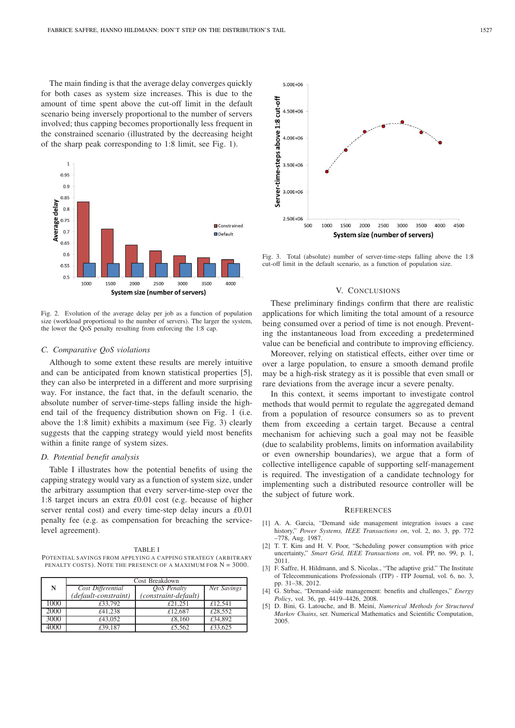The main finding is that the average delay converges quickly for both cases as system size increases. This is due to the amount of time spent above the cut-off limit in the default scenario being inversely proportional to the number of servers involved; thus capping becomes proportionally less frequent in the constrained scenario (illustrated by the decreasing height of the sharp peak corresponding to 1:8 limit, see Fig. 1).

Average delay

1
0.95
0.9
0.85
0.8
0.75
0.7
0.65
0.6
0.55
0.5

1000 1500 2000 2500 3000 3500 4000

System size (number of servers)

Constrained
Default

Fig. 2. Evolution of the average delay per job as a function of population size (workload proportional to the number of servers). The larger the system, the lower the QoS penalty resulting from enforcing the 1:8 cap.

### C. Comparative QoS violations

Although to some extent these results are merely intuitive and can be anticipated from known statistical properties [5], they can also be interpreted in a different and more surprising way. For instance, the fact that, in the default scenario, the absolute number of server-time-steps falling inside the high-end tail of the frequency distribution shown on Fig. 1 (i.e. above the 1:8 limit) exhibits a maximum (see Fig. 3) clearly suggests that the capping strategy would yield most benefits within a finite range of system sizes.

### D. Potential benefit analysis

Table I illustrates how the potential benefits of using the capping strategy would vary as a function of system size, under the arbitrary assumption that every server-time-step over the 1:8 target incurs an extra £0.01 cost (e.g. because of higher server rental cost) and every time-step delay incurs a £0.01 penalty fee (e.g. as compensation for breaching the service-level agreement).

TABLE I
POTENTIAL SAVINGS FROM APPLYING A CAPPING STRATEGY (ARBITRARY PENALTY COSTS). NOTE THE PRESENCE OF A MAXIMUM FOR N = 3000.

| N | Cost Breakdown | | |
|---|---|---|---|
| | *Cost Differential (default-constraint)* | *QoS Penalty (constraint-default)* | *Net Savings* |
| 1000 | £33,792 | £21,251 | £12,541 |
| 2000 | £41,238 | £12,687 | £28,552 |
| 3000 | £43,052 | £8,160 | £34,892 |
| 4000 | £39,187 | £5,562 | £33,625 |

Server-time-steps above 1:8 cut-off

5.00E+06
4.50E+06
4.00E+06
3.50E+06
3.00E+06
2.50E+06

500 1000 1500 2000 2500 3000 3500 4000 4500

System size (number of servers)

Fig. 3. Total (absolute) number of server-time-steps falling above the 1:8 cut-off limit in the default scenario, as a function of population size.

## V. CONCLUSIONS

These preliminary findings confirm that there are realistic applications for which limiting the total amount of a resource being consumed over a period of time is not enough. Preventing the instantaneous load from exceeding a predetermined value can be beneficial and contribute to improving efficiency.

Moreover, relying on statistical effects, either over time or over a large population, to ensure a smooth demand profile may be a high-risk strategy as it is possible that even small or rare deviations from the average incur a severe penalty.

In this context, it seems important to investigate control methods that would permit to regulate the aggregated demand from a population of resource consumers so as to prevent them from exceeding a certain target. Because a central mechanism for achieving such a goal may not be feasible (due to scalability problems, limits on information availability or even ownership boundaries), we argue that a form of collective intelligence capable of supporting self-management is required. The investigation of a candidate technology for implementing such a distributed resource controller will be the subject of future work.

## REFERENCES

[1] A. A. Garcia, "Demand side management integration issues a case history," *Power Systems, IEEE Transactions on*, vol. 2, no. 3, pp. 772–778, Aug. 1987.

[2] T. T. Kim and H. V. Poor, "Scheduling power consumption with price uncertainty," *Smart Grid, IEEE Transactions on*, vol. PP, no. 99, p. 1, 2011.

[3] F. Saffre, H. Hildmann, and S. Nicolas., "The adaptive grid." The Institute of Telecommunications Professionals (ITP) - ITP Journal, vol. 6, no. 3, pp. 31–38, 2012.

[4] G. Strbac, "Demand-side management: benefits and challenges," *Energy Policy*, vol. 36, pp. 4419–4426, 2008.

[5] D. Bini, G. Latouche, and B. Meini, *Numerical Methods for Structured Markov Chains*, ser. Numerical Mathematics and Scientific Computation, 2005.